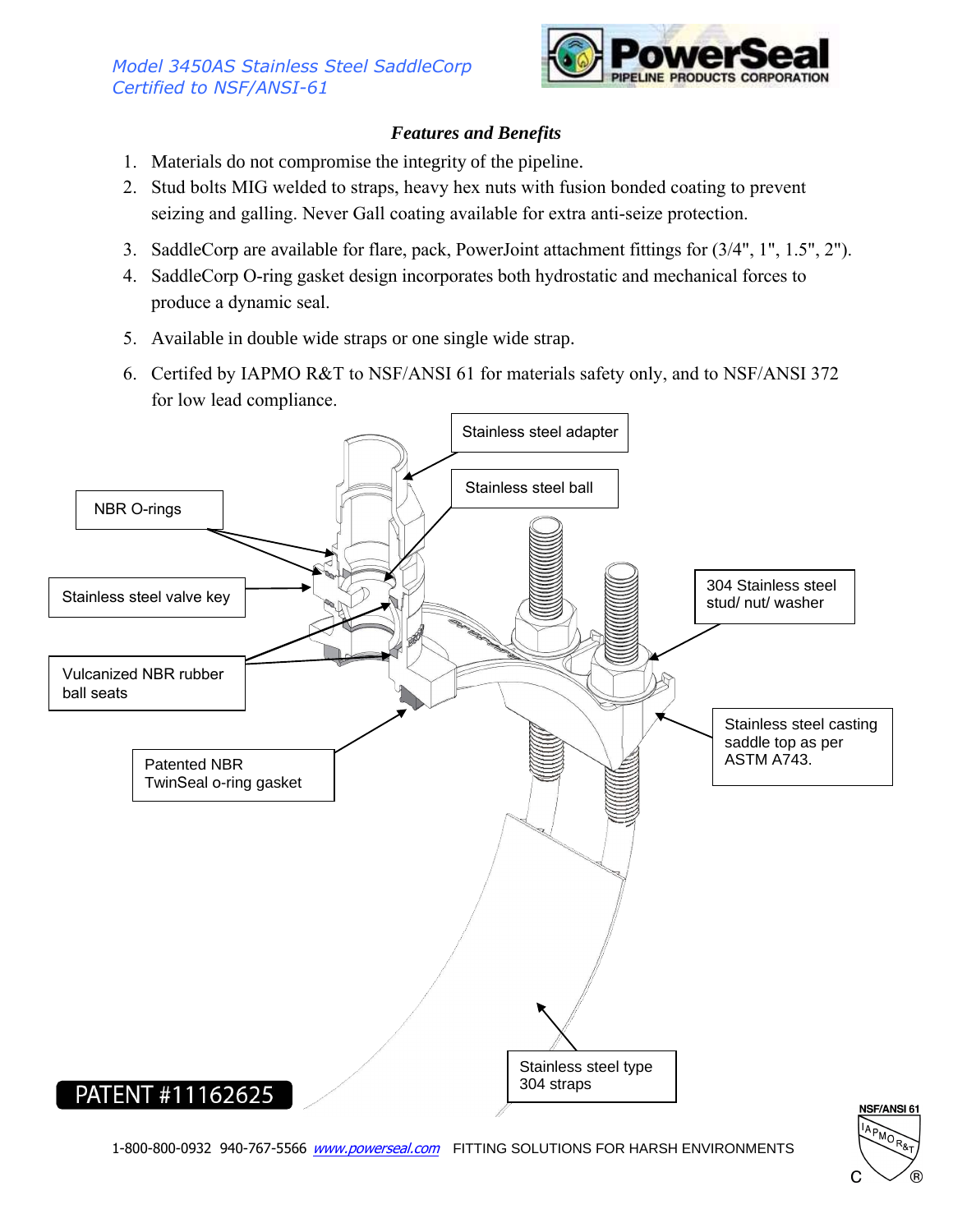Model 3450AS Stainless Steel SaddleCorp
Certified to NSF/ANSI-61

PowerSeal
PIPELINE PRODUCTS CORPORATION

### *Features and Benefits*

1. Materials do not compromise the integrity of the pipeline.
2. Stud bolts MIG welded to straps, heavy hex nuts with fusion bonded coating to prevent seizing and galling. Never Gall coating available for extra anti-seize protection.
3. SaddleCorp are available for flare, pack, PowerJoint attachment fittings for (3/4", 1", 1.5", 2").
4. SaddleCorp O-ring gasket design incorporates both hydrostatic and mechanical forces to produce a dynamic seal.
5. Available in double wide straps or one single wide strap.
6. Certifed by IAPMO R&T to NSF/ANSI 61 for materials safety only, and to NSF/ANSI 372 for low lead compliance.

Stainless steel adapter

Stainless steel ball

NBR O-rings

Stainless steel valve key

304 Stainless steel stud/ nut/ washer

Vulcanized NBR rubber ball seats

Stainless steel casting saddle top as per ASTM A743.

Patented NBR TwinSeal o-ring gasket

Stainless steel type 304 straps

PATENT #11162625

1-800-800-0932 940-767-5566 www.powerseal.com FITTING SOLUTIONS FOR HARSH ENVIRONMENTS

NSF/ANSI 61
IAPMO R&T
C ®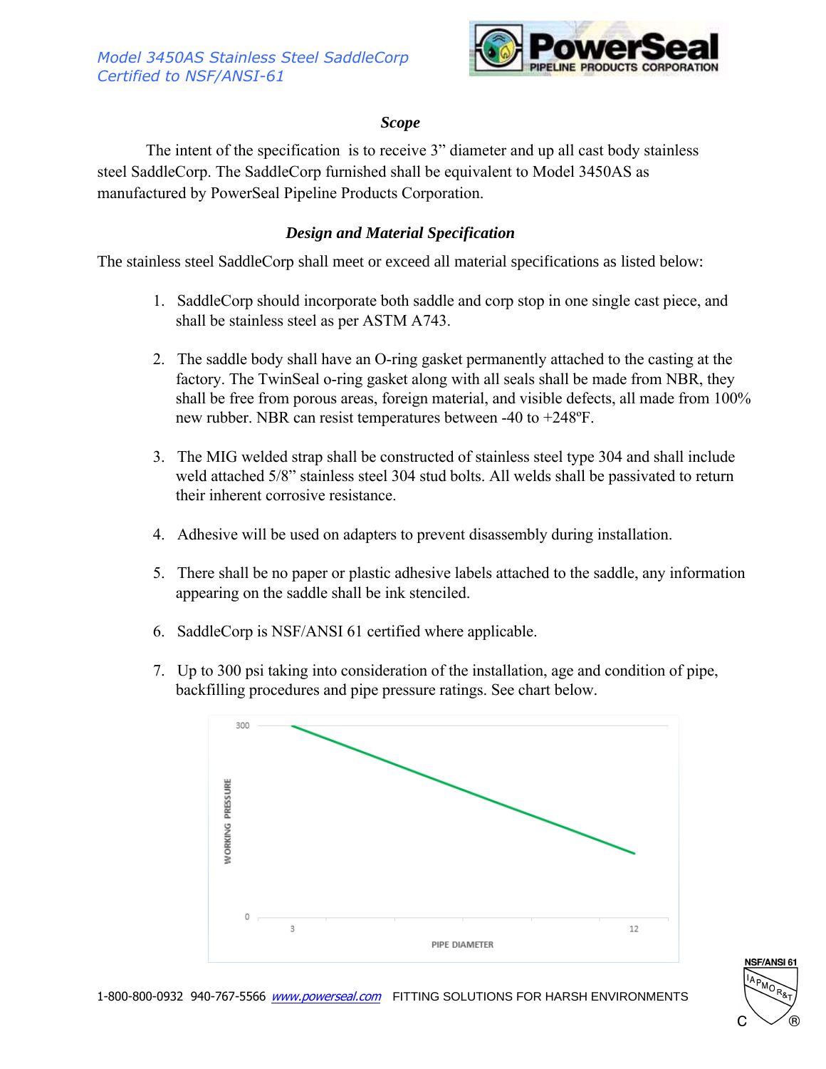*Model 3450AS Stainless Steel SaddleCorp*
*Certified to NSF/ANSI-61*

### *Scope*

The intent of the specification is to receive 3" diameter and up all cast body stainless steel SaddleCorp. The SaddleCorp furnished shall be equivalent to Model 3450AS as manufactured by PowerSeal Pipeline Products Corporation.

### *Design and Material Specification*

The stainless steel SaddleCorp shall meet or exceed all material specifications as listed below:

1. SaddleCorp should incorporate both saddle and corp stop in one single cast piece, and shall be stainless steel as per ASTM A743.
2. The saddle body shall have an O-ring gasket permanently attached to the casting at the factory. The TwinSeal o-ring gasket along with all seals shall be made from NBR, they shall be free from porous areas, foreign material, and visible defects, all made from 100% new rubber. NBR can resist temperatures between -40 to +248ºF.
3. The MIG welded strap shall be constructed of stainless steel type 304 and shall include weld attached 5/8" stainless steel 304 stud bolts. All welds shall be passivated to return their inherent corrosive resistance.
4. Adhesive will be used on adapters to prevent disassembly during installation.
5. There shall be no paper or plastic adhesive labels attached to the saddle, any information appearing on the saddle shall be ink stenciled.
6. SaddleCorp is NSF/ANSI 61 certified where applicable.
7. Up to 300 psi taking into consideration of the installation, age and condition of pipe, backfilling procedures and pipe pressure ratings. See chart below.

WORKING PRESSURE (0–300) vs. PIPE DIAMETER (3–12)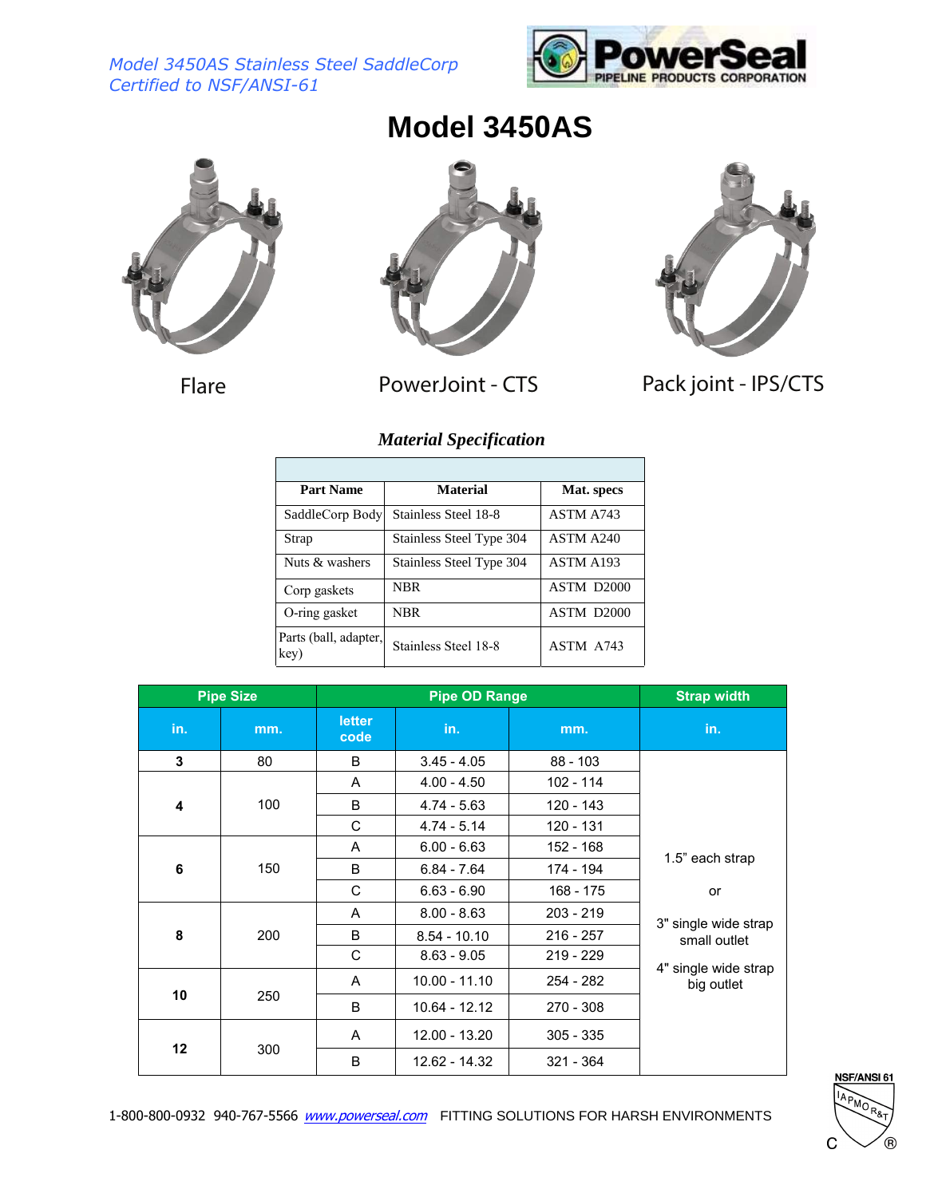*Model 3450AS Stainless Steel SaddleCorp*
*Certified to NSF/ANSI-61*

PowerSeal
PIPELINE PRODUCTS CORPORATION

# Model 3450AS

Flare

PowerJoint - CTS

Pack joint - IPS/CTS

### *Material Specification*

| Part Name | Material | Mat. specs |
|---|---|---|
| SaddleCorp Body | Stainless Steel 18-8 | ASTM A743 |
| Strap | Stainless Steel Type 304 | ASTM A240 |
| Nuts & washers | Stainless Steel Type 304 | ASTM A193 |
| Corp gaskets | NBR | ASTM D2000 |
| O-ring gasket | NBR | ASTM D2000 |
| Parts (ball, adapter, key) | Stainless Steel 18-8 | ASTM A743 |

| Pipe Size | | Pipe OD Range | | | Strap width |
|---|---|---|---|---|---|
| in. | mm. | letter code | in. | mm. | in. |
| **3** | 80 | B | 3.45 - 4.05 | 88 - 103 | 1.5" each strap or 3" single wide strap small outlet 4" single wide strap big outlet |
| **4** | 100 | A | 4.00 - 4.50 | 102 - 114 | |
| | | B | 4.74 - 5.63 | 120 - 143 | |
| | | C | 4.74 - 5.14 | 120 - 131 | |
| **6** | 150 | A | 6.00 - 6.63 | 152 - 168 | |
| | | B | 6.84 - 7.64 | 174 - 194 | |
| | | C | 6.63 - 6.90 | 168 - 175 | |
| **8** | 200 | A | 8.00 - 8.63 | 203 - 219 | |
| | | B | 8.54 - 10.10 | 216 - 257 | |
| | | C | 8.63 - 9.05 | 219 - 229 | |
| **10** | 250 | A | 10.00 - 11.10 | 254 - 282 | |
| | | B | 10.64 - 12.12 | 270 - 308 | |
| **12** | 300 | A | 12.00 - 13.20 | 305 - 335 | |
| | | B | 12.62 - 14.32 | 321 - 364 | |

1-800-800-0932 940-767-5566 [www.powerseal.com](http://www.powerseal.com) FITTING SOLUTIONS FOR HARSH ENVIRONMENTS

NSF/ANSI 61
IAPMO R&T
C ®